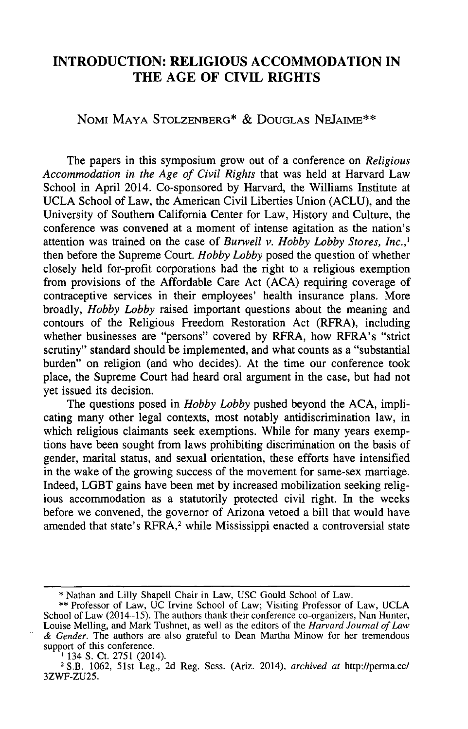# INTRODUCTION: RELIGIOUS ACCOMMODATION IN THE AGE OF CIVIL RIGHTS

NOMI MAYA STOLZENBERG* & DOUGLAS NEJAIME**

The papers in this symposium grow out of a conference on *Religious Accommodation in the Age of Civil Rights* that was held at Harvard Law School in April 2014. Co-sponsored by Harvard, the Williams Institute at UCLA School of Law, the American Civil Liberties Union (ACLU), and the University of Southern California Center for Law, History and Culture, the conference was convened at a moment of intense agitation as the nation's attention was trained on the case of *Burwell v. Hobby Lobby Stores, Inc.*,[1] then before the Supreme Court. *Hobby Lobby* posed the question of whether closely held for-profit corporations had the right to a religious exemption from provisions of the Affordable Care Act (ACA) requiring coverage of contraceptive services in their employees' health insurance plans. More broadly, *Hobby Lobby* raised important questions about the meaning and contours of the Religious Freedom Restoration Act (RFRA), including whether businesses are "persons" covered by RFRA, how RFRA's "strict scrutiny" standard should be implemented, and what counts as a "substantial burden" on religion (and who decides). At the time our conference took place, the Supreme Court had heard oral argument in the case, but had not yet issued its decision.

The questions posed in *Hobby Lobby* pushed beyond the ACA, implicating many other legal contexts, most notably antidiscrimination law, in which religious claimants seek exemptions. While for many years exemptions have been sought from laws prohibiting discrimination on the basis of gender, marital status, and sexual orientation, these efforts have intensified in the wake of the growing success of the movement for same-sex marriage. Indeed, LGBT gains have been met by increased mobilization seeking religious accommodation as a statutorily protected civil right. In the weeks before we convened, the governor of Arizona vetoed a bill that would have amended that state's RFRA,[2] while Mississippi enacted a controversial state

---

\* Nathan and Lilly Shapell Chair in Law, USC Gould School of Law.

\*\* Professor of Law, UC Irvine School of Law; Visiting Professor of Law, UCLA School of Law (2014–15). The authors thank their conference co-organizers, Nan Hunter, Louise Melling, and Mark Tushnet, as well as the editors of the *Harvard Journal of Law & Gender*. The authors are also grateful to Dean Martha Minow for her tremendous support of this conference.

[1] 134 S. Ct. 2751 (2014).

[2] S.B. 1062, 51st Leg., 2d Reg. Sess. (Ariz. 2014), *archived at* http://perma.cc/3ZWF-ZU25.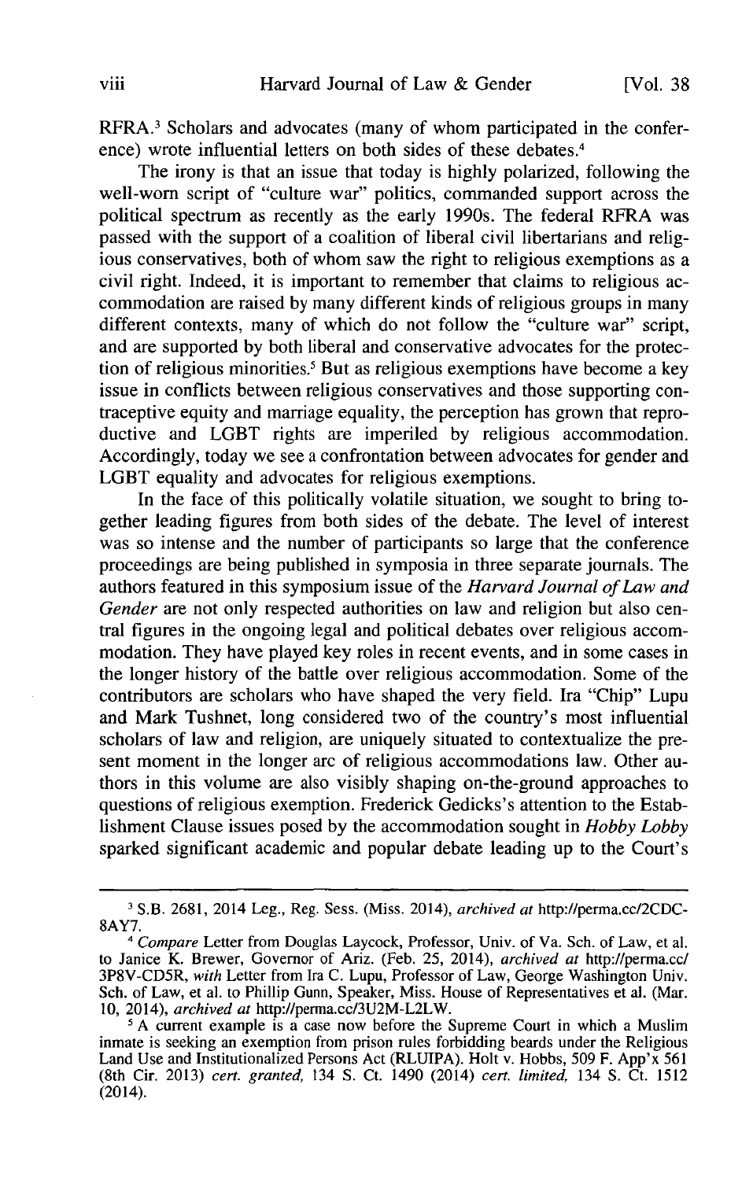RFRA.[3] Scholars and advocates (many of whom participated in the conference) wrote influential letters on both sides of these debates.[4]

The irony is that an issue that today is highly polarized, following the well-worn script of "culture war" politics, commanded support across the political spectrum as recently as the early 1990s. The federal RFRA was passed with the support of a coalition of liberal civil libertarians and religious conservatives, both of whom saw the right to religious exemptions as a civil right. Indeed, it is important to remember that claims to religious accommodation are raised by many different kinds of religious groups in many different contexts, many of which do not follow the "culture war" script, and are supported by both liberal and conservative advocates for the protection of religious minorities.[5] But as religious exemptions have become a key issue in conflicts between religious conservatives and those supporting contraceptive equity and marriage equality, the perception has grown that reproductive and LGBT rights are imperiled by religious accommodation. Accordingly, today we see a confrontation between advocates for gender and LGBT equality and advocates for religious exemptions.

In the face of this politically volatile situation, we sought to bring together leading figures from both sides of the debate. The level of interest was so intense and the number of participants so large that the conference proceedings are being published in symposia in three separate journals. The authors featured in this symposium issue of the *Harvard Journal of Law and Gender* are not only respected authorities on law and religion but also central figures in the ongoing legal and political debates over religious accommodation. They have played key roles in recent events, and in some cases in the longer history of the battle over religious accommodation. Some of the contributors are scholars who have shaped the very field. Ira "Chip" Lupu and Mark Tushnet, long considered two of the country's most influential scholars of law and religion, are uniquely situated to contextualize the present moment in the longer arc of religious accommodations law. Other authors in this volume are also visibly shaping on-the-ground approaches to questions of religious exemption. Frederick Gedicks's attention to the Establishment Clause issues posed by the accommodation sought in *Hobby Lobby* sparked significant academic and popular debate leading up to the Court's

---

[3] S.B. 2681, 2014 Leg., Reg. Sess. (Miss. 2014), *archived at* http://perma.cc/2CDC-8AY7.

[4] *Compare* Letter from Douglas Laycock, Professor, Univ. of Va. Sch. of Law, et al. to Janice K. Brewer, Governor of Ariz. (Feb. 25, 2014), *archived at* http://perma.cc/3P8V-CD5R, *with* Letter from Ira C. Lupu, Professor of Law, George Washington Univ. Sch. of Law, et al. to Phillip Gunn, Speaker, Miss. House of Representatives et al. (Mar. 10, 2014), *archived at* http://perma.cc/3U2M-L2LW.

[5] A current example is a case now before the Supreme Court in which a Muslim inmate is seeking an exemption from prison rules forbidding beards under the Religious Land Use and Institutionalized Persons Act (RLUIPA). Holt v. Hobbs, 509 F. App'x 561 (8th Cir. 2013) *cert. granted*, 134 S. Ct. 1490 (2014) *cert. limited*, 134 S. Ct. 1512 (2014).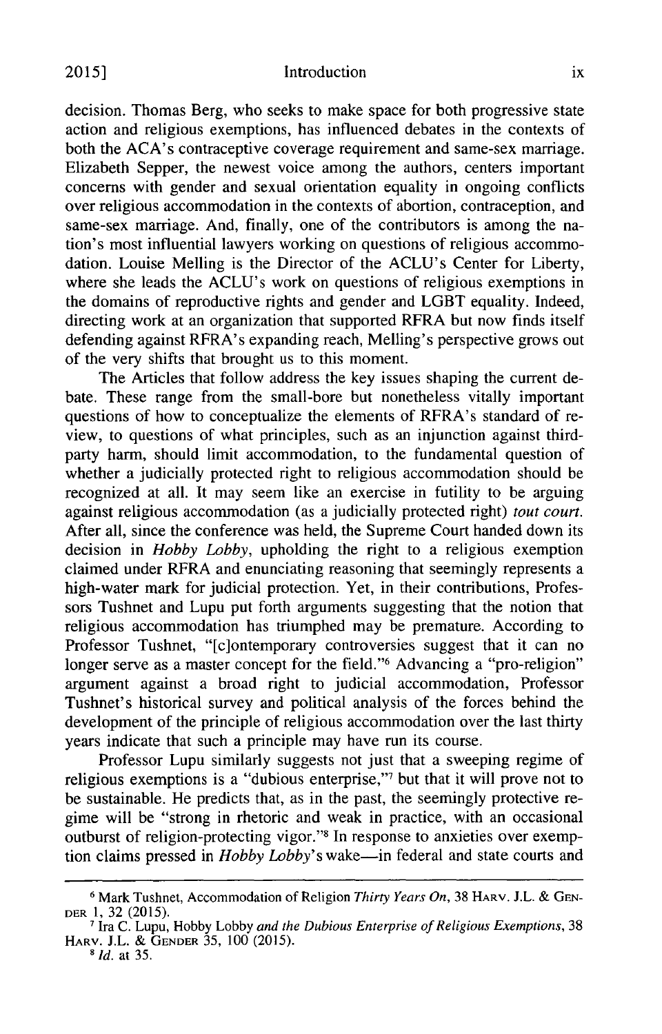decision. Thomas Berg, who seeks to make space for both progressive state action and religious exemptions, has influenced debates in the contexts of both the ACA's contraceptive coverage requirement and same-sex marriage. Elizabeth Sepper, the newest voice among the authors, centers important concerns with gender and sexual orientation equality in ongoing conflicts over religious accommodation in the contexts of abortion, contraception, and same-sex marriage. And, finally, one of the contributors is among the nation's most influential lawyers working on questions of religious accommodation. Louise Melling is the Director of the ACLU's Center for Liberty, where she leads the ACLU's work on questions of religious exemptions in the domains of reproductive rights and gender and LGBT equality. Indeed, directing work at an organization that supported RFRA but now finds itself defending against RFRA's expanding reach, Melling's perspective grows out of the very shifts that brought us to this moment.

The Articles that follow address the key issues shaping the current debate. These range from the small-bore but nonetheless vitally important questions of how to conceptualize the elements of RFRA's standard of review, to questions of what principles, such as an injunction against third-party harm, should limit accommodation, to the fundamental question of whether a judicially protected right to religious accommodation should be recognized at all. It may seem like an exercise in futility to be arguing against religious accommodation (as a judicially protected right) *tout court*. After all, since the conference was held, the Supreme Court handed down its decision in *Hobby Lobby*, upholding the right to a religious exemption claimed under RFRA and enunciating reasoning that seemingly represents a high-water mark for judicial protection. Yet, in their contributions, Professors Tushnet and Lupu put forth arguments suggesting that the notion that religious accommodation has triumphed may be premature. According to Professor Tushnet, "[c]ontemporary controversies suggest that it can no longer serve as a master concept for the field."[6] Advancing a "pro-religion" argument against a broad right to judicial accommodation, Professor Tushnet's historical survey and political analysis of the forces behind the development of the principle of religious accommodation over the last thirty years indicate that such a principle may have run its course.

Professor Lupu similarly suggests not just that a sweeping regime of religious exemptions is a "dubious enterprise,"[7] but that it will prove not to be sustainable. He predicts that, as in the past, the seemingly protective regime will be "strong in rhetoric and weak in practice, with an occasional outburst of religion-protecting vigor."[8] In response to anxieties over exemption claims pressed in *Hobby Lobby*'s wake—in federal and state courts and

---

[6] Mark Tushnet, Accommodation of Religion *Thirty Years On*, 38 HARV. J.L. & GENDER 1, 32 (2015).

[7] Ira C. Lupu, Hobby Lobby *and the Dubious Enterprise of Religious Exemptions*, 38 HARV. J.L. & GENDER 35, 100 (2015).

[8] *Id.* at 35.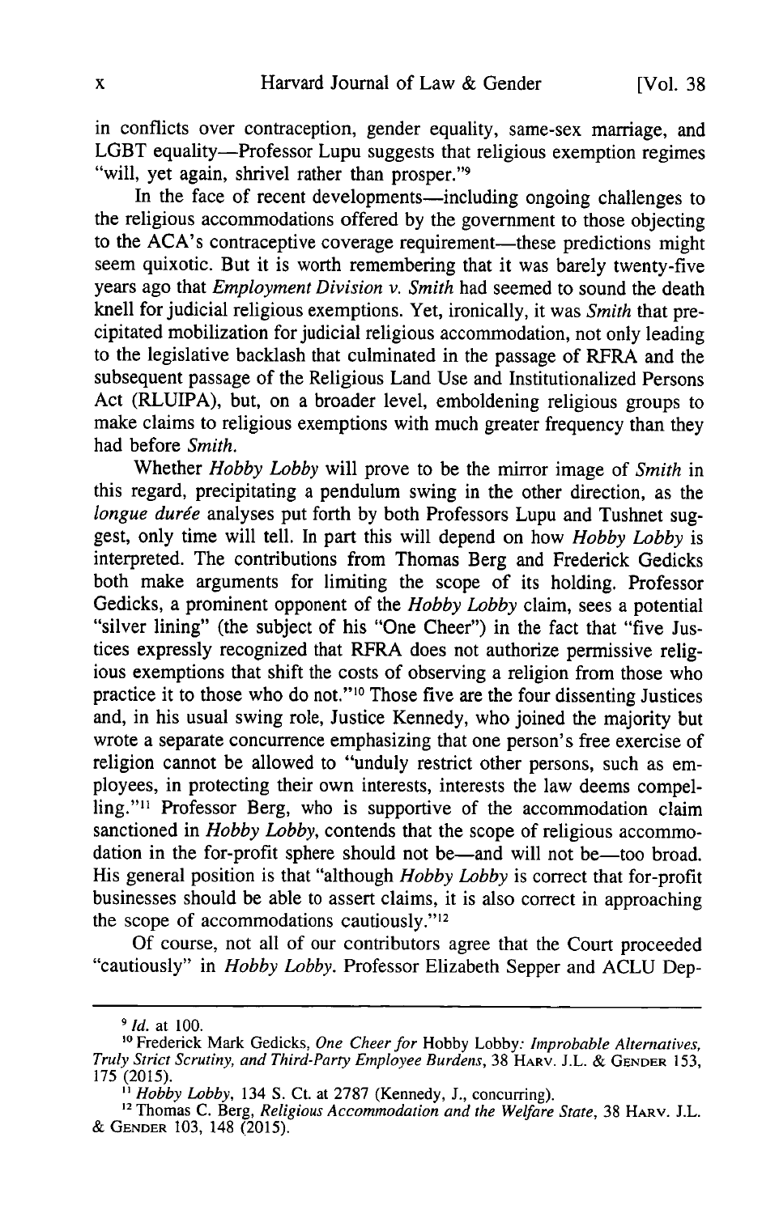in conflicts over contraception, gender equality, same-sex marriage, and LGBT equality—Professor Lupu suggests that religious exemption regimes "will, yet again, shrivel rather than prosper."[9]

In the face of recent developments—including ongoing challenges to the religious accommodations offered by the government to those objecting to the ACA's contraceptive coverage requirement—these predictions might seem quixotic. But it is worth remembering that it was barely twenty-five years ago that *Employment Division v. Smith* had seemed to sound the death knell for judicial religious exemptions. Yet, ironically, it was *Smith* that precipitated mobilization for judicial religious accommodation, not only leading to the legislative backlash that culminated in the passage of RFRA and the subsequent passage of the Religious Land Use and Institutionalized Persons Act (RLUIPA), but, on a broader level, emboldening religious groups to make claims to religious exemptions with much greater frequency than they had before *Smith*.

Whether *Hobby Lobby* will prove to be the mirror image of *Smith* in this regard, precipitating a pendulum swing in the other direction, as the *longue durée* analyses put forth by both Professors Lupu and Tushnet suggest, only time will tell. In part this will depend on how *Hobby Lobby* is interpreted. The contributions from Thomas Berg and Frederick Gedicks both make arguments for limiting the scope of its holding. Professor Gedicks, a prominent opponent of the *Hobby Lobby* claim, sees a potential "silver lining" (the subject of his "One Cheer") in the fact that "five Justices expressly recognized that RFRA does not authorize permissive religious exemptions that shift the costs of observing a religion from those who practice it to those who do not."[10] Those five are the four dissenting Justices and, in his usual swing role, Justice Kennedy, who joined the majority but wrote a separate concurrence emphasizing that one person's free exercise of religion cannot be allowed to "unduly restrict other persons, such as employees, in protecting their own interests, interests the law deems compelling."[11] Professor Berg, who is supportive of the accommodation claim sanctioned in *Hobby Lobby*, contends that the scope of religious accommodation in the for-profit sphere should not be—and will not be—too broad. His general position is that "although *Hobby Lobby* is correct that for-profit businesses should be able to assert claims, it is also correct in approaching the scope of accommodations cautiously."[12]

Of course, not all of our contributors agree that the Court proceeded "cautiously" in *Hobby Lobby*. Professor Elizabeth Sepper and ACLU Dep-

---

[9] *Id.* at 100.

[10] Frederick Mark Gedicks, *One Cheer for* Hobby Lobby*: Improbable Alternatives, Truly Strict Scrutiny, and Third-Party Employee Burdens*, 38 HARV. J.L. & GENDER 153, 175 (2015).

[11] *Hobby Lobby*, 134 S. Ct. at 2787 (Kennedy, J., concurring).

[12] Thomas C. Berg, *Religious Accommodation and the Welfare State*, 38 HARV. J.L. & GENDER 103, 148 (2015).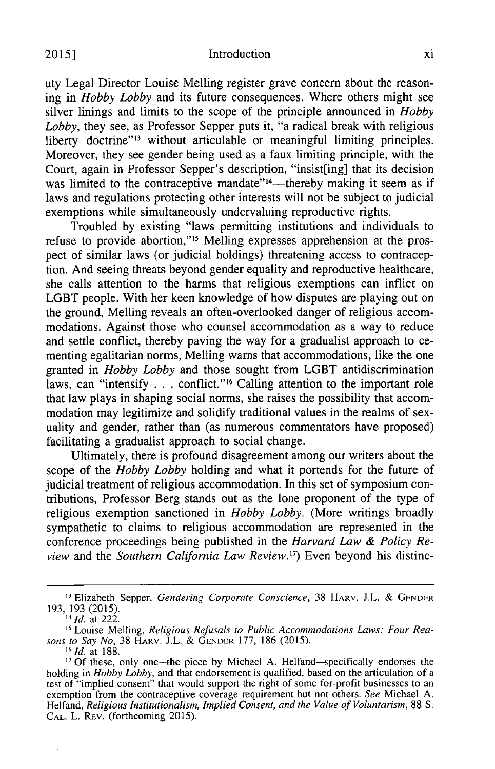uty Legal Director Louise Melling register grave concern about the reasoning in *Hobby Lobby* and its future consequences. Where others might see silver linings and limits to the scope of the principle announced in *Hobby Lobby*, they see, as Professor Sepper puts it, "a radical break with religious liberty doctrine"[13] without articulable or meaningful limiting principles. Moreover, they see gender being used as a faux limiting principle, with the Court, again in Professor Sepper's description, "insist[ing] that its decision was limited to the contraceptive mandate"[14]—thereby making it seem as if laws and regulations protecting other interests will not be subject to judicial exemptions while simultaneously undervaluing reproductive rights.

Troubled by existing "laws permitting institutions and individuals to refuse to provide abortion,"[15] Melling expresses apprehension at the prospect of similar laws (or judicial holdings) threatening access to contraception. And seeing threats beyond gender equality and reproductive healthcare, she calls attention to the harms that religious exemptions can inflict on LGBT people. With her keen knowledge of how disputes are playing out on the ground, Melling reveals an often-overlooked danger of religious accommodations. Against those who counsel accommodation as a way to reduce and settle conflict, thereby paving the way for a gradualist approach to cementing egalitarian norms, Melling warns that accommodations, like the one granted in *Hobby Lobby* and those sought from LGBT antidiscrimination laws, can "intensify . . . conflict."[16] Calling attention to the important role that law plays in shaping social norms, she raises the possibility that accommodation may legitimize and solidify traditional values in the realms of sexuality and gender, rather than (as numerous commentators have proposed) facilitating a gradualist approach to social change.

Ultimately, there is profound disagreement among our writers about the scope of the *Hobby Lobby* holding and what it portends for the future of judicial treatment of religious accommodation. In this set of symposium contributions, Professor Berg stands out as the lone proponent of the type of religious exemption sanctioned in *Hobby Lobby*. (More writings broadly sympathetic to claims to religious accommodation are represented in the conference proceedings being published in the *Harvard Law & Policy Review* and the *Southern California Law Review*.[17]) Even beyond his distinc-

---

[13] Elizabeth Sepper, *Gendering Corporate Conscience*, 38 HARV. J.L. & GENDER 193, 193 (2015).

[14] *Id.* at 222.

[15] Louise Melling, *Religious Refusals to Public Accommodations Laws: Four Reasons to Say No*, 38 HARV. J.L. & GENDER 177, 186 (2015).

[16] *Id.* at 188.

[17] Of these, only one—the piece by Michael A. Helfand—specifically endorses the holding in *Hobby Lobby*, and that endorsement is qualified, based on the articulation of a test of "implied consent" that would support the right of some for-profit businesses to an exemption from the contraceptive coverage requirement but not others. *See* Michael A. Helfand, *Religious Institutionalism, Implied Consent, and the Value of Voluntarism*, 88 S. CAL. L. REV. (forthcoming 2015).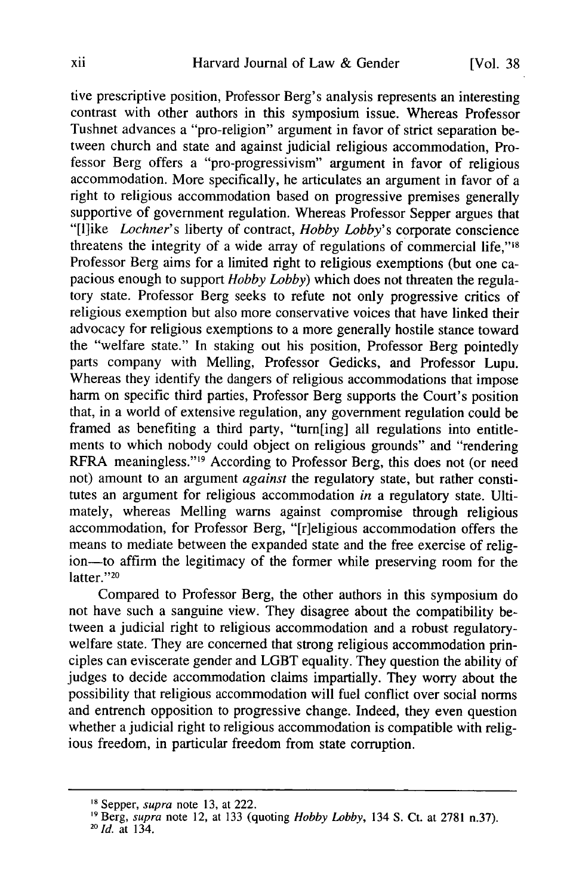tive prescriptive position, Professor Berg's analysis represents an interesting contrast with other authors in this symposium issue. Whereas Professor Tushnet advances a "pro-religion" argument in favor of strict separation between church and state and against judicial religious accommodation, Professor Berg offers a "pro-progressivism" argument in favor of religious accommodation. More specifically, he articulates an argument in favor of a right to religious accommodation based on progressive premises generally supportive of government regulation. Whereas Professor Sepper argues that "[l]ike *Lochner*'s liberty of contract, *Hobby Lobby*'s corporate conscience threatens the integrity of a wide array of regulations of commercial life,"[18] Professor Berg aims for a limited right to religious exemptions (but one capacious enough to support *Hobby Lobby*) which does not threaten the regulatory state. Professor Berg seeks to refute not only progressive critics of religious exemption but also more conservative voices that have linked their advocacy for religious exemptions to a more generally hostile stance toward the "welfare state." In staking out his position, Professor Berg pointedly parts company with Melling, Professor Gedicks, and Professor Lupu. Whereas they identify the dangers of religious accommodations that impose harm on specific third parties, Professor Berg supports the Court's position that, in a world of extensive regulation, any government regulation could be framed as benefiting a third party, "turn[ing] all regulations into entitlements to which nobody could object on religious grounds" and "rendering RFRA meaningless."[19] According to Professor Berg, this does not (or need not) amount to an argument *against* the regulatory state, but rather constitutes an argument for religious accommodation *in* a regulatory state. Ultimately, whereas Melling warns against compromise through religious accommodation, for Professor Berg, "[r]eligious accommodation offers the means to mediate between the expanded state and the free exercise of religion—to affirm the legitimacy of the former while preserving room for the latter."[20]

Compared to Professor Berg, the other authors in this symposium do not have such a sanguine view. They disagree about the compatibility between a judicial right to religious accommodation and a robust regulatory-welfare state. They are concerned that strong religious accommodation principles can eviscerate gender and LGBT equality. They question the ability of judges to decide accommodation claims impartially. They worry about the possibility that religious accommodation will fuel conflict over social norms and entrench opposition to progressive change. Indeed, they even question whether a judicial right to religious accommodation is compatible with religious freedom, in particular freedom from state corruption.

---

[18] Sepper, *supra* note 13, at 222.

[19] Berg, *supra* note 12, at 133 (quoting *Hobby Lobby*, 134 S. Ct. at 2781 n.37).

[20] *Id.* at 134.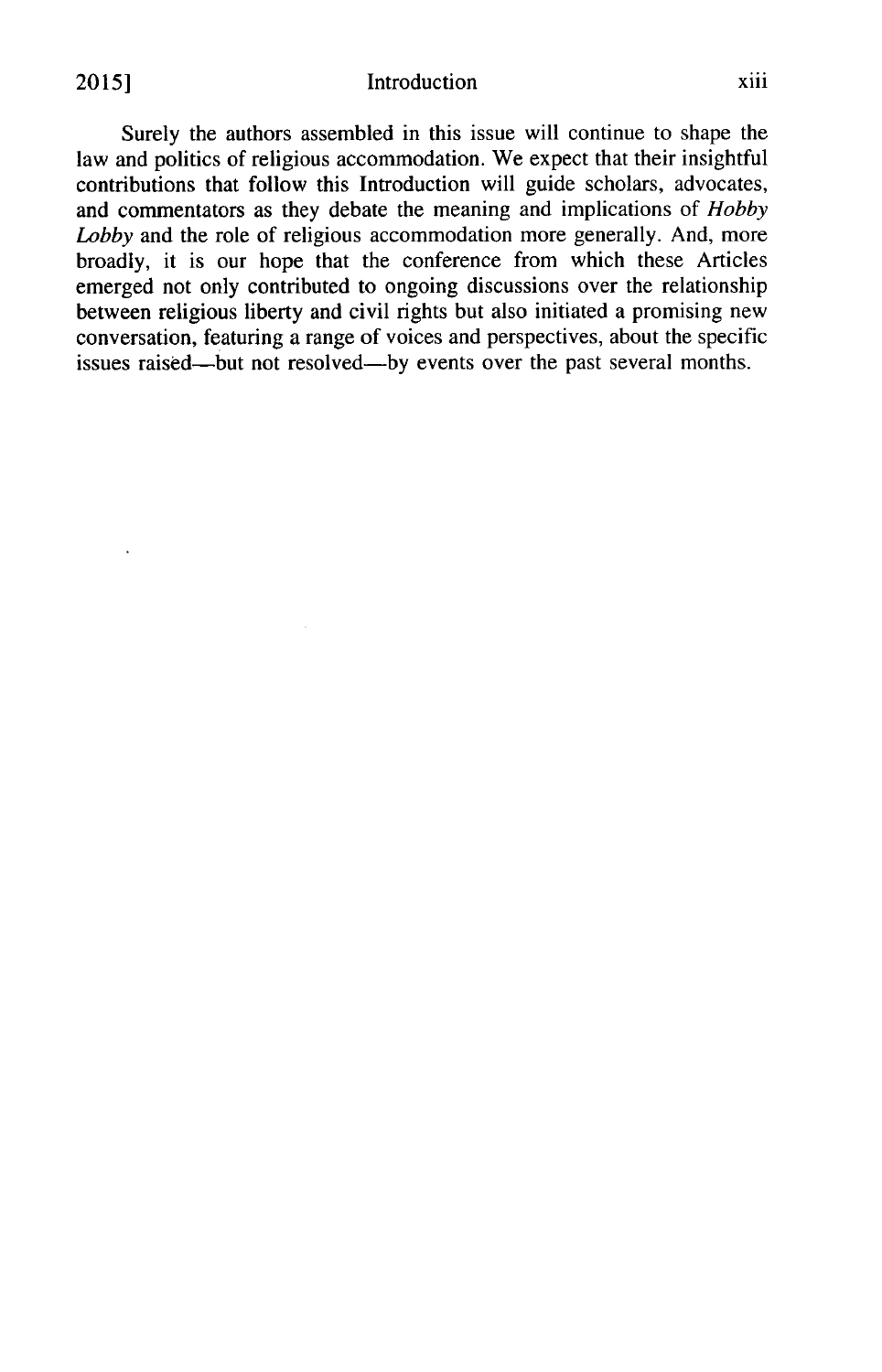Surely the authors assembled in this issue will continue to shape the law and politics of religious accommodation. We expect that their insightful contributions that follow this Introduction will guide scholars, advocates, and commentators as they debate the meaning and implications of *Hobby Lobby* and the role of religious accommodation more generally. And, more broadly, it is our hope that the conference from which these Articles emerged not only contributed to ongoing discussions over the relationship between religious liberty and civil rights but also initiated a promising new conversation, featuring a range of voices and perspectives, about the specific issues raised—but not resolved—by events over the past several months.